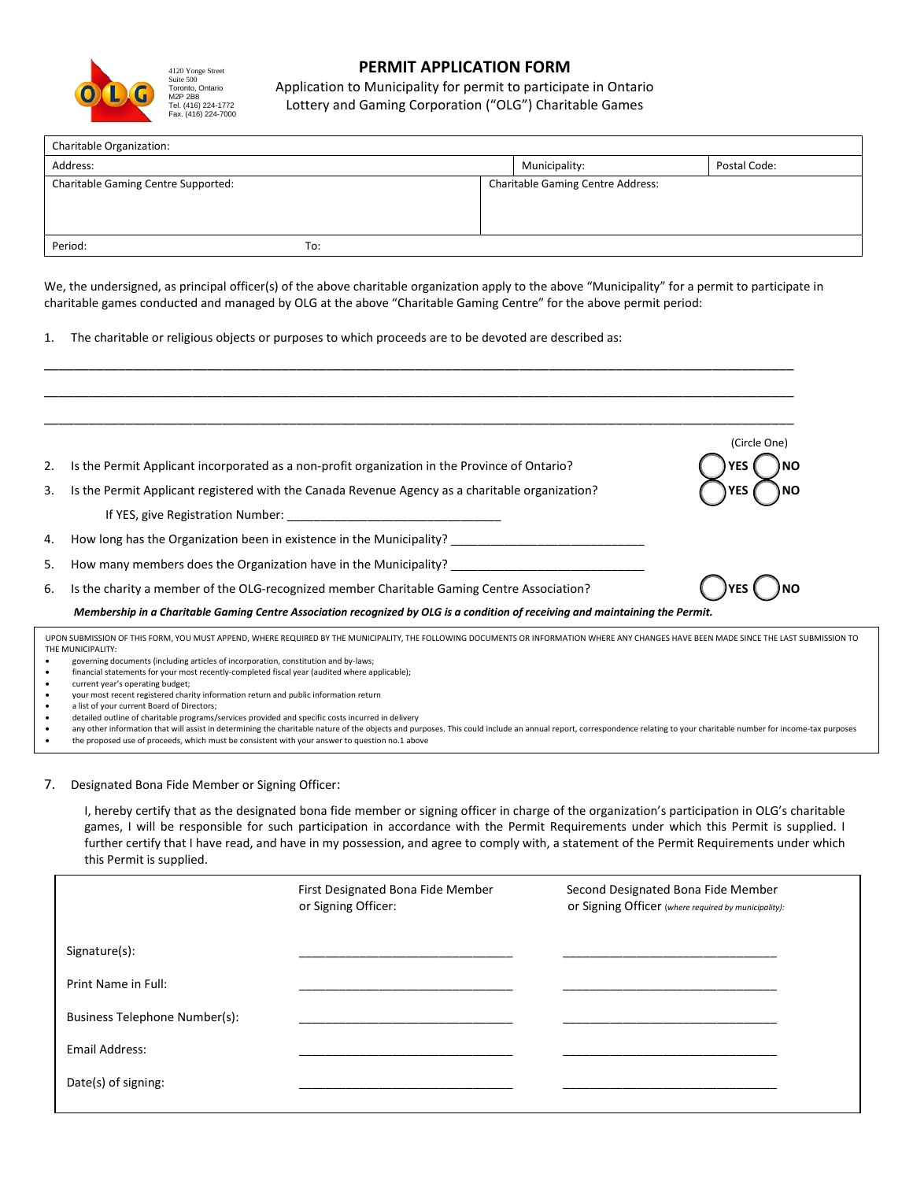4120 Yonge Street
Suite 500
Toronto, Ontario
M2P 2B8
Tel. (416) 224-1772
Fax. (416) 224-7000

# PERMIT APPLICATION FORM

Application to Municipality for permit to participate in Ontario Lottery and Gaming Corporation ("OLG") Charitable Games

| Charitable Organization: | | |
|---|---|---|
| Address: | Municipality: | Postal Code: |
| Charitable Gaming Centre Supported: | Charitable Gaming Centre Address: | |
| Period: To: | | |

We, the undersigned, as principal officer(s) of the above charitable organization apply to the above "Municipality" for a permit to participate in charitable games conducted and managed by OLG at the above "Charitable Gaming Centre" for the above permit period:

1. The charitable or religious objects or purposes to which proceeds are to be devoted are described as:

_______________________________________________________________________________________________

_______________________________________________________________________________________________

_______________________________________________________________________________________________

(Circle One)

2. Is the Permit Applicant incorporated as a non-profit organization in the Province of Ontario? YES NO
3. Is the Permit Applicant registered with the Canada Revenue Agency as a charitable organization? YES NO

   If YES, give Registration Number: ______________________________
4. How long has the Organization been in existence in the Municipality? ___________________________
5. How many members does the Organization have in the Municipality? ___________________________
6. Is the charity a member of the OLG-recognized member Charitable Gaming Centre Association? YES NO

***Membership in a Charitable Gaming Centre Association recognized by OLG is a condition of receiving and maintaining the Permit.***

UPON SUBMISSION OF THIS FORM, YOU MUST APPEND, WHERE REQUIRED BY THE MUNICIPALITY, THE FOLLOWING DOCUMENTS OR INFORMATION WHERE ANY CHANGES HAVE BEEN MADE SINCE THE LAST SUBMISSION TO THE MUNICIPALITY:

- governing documents (including articles of incorporation, constitution and by-laws;
- financial statements for your most recently-completed fiscal year (audited where applicable);
- current year's operating budget;
- your most recent registered charity information return and public information return
- a list of your current Board of Directors;
- detailed outline of charitable programs/services provided and specific costs incurred in delivery
- any other information that will assist in determining the charitable nature of the objects and purposes. This could include an annual report, correspondence relating to your charitable number for income-tax purposes
- the proposed use of proceeds, which must be consistent with your answer to question no.1 above

7. Designated Bona Fide Member or Signing Officer:

   I, hereby certify that as the designated bona fide member or signing officer in charge of the organization's participation in OLG's charitable games, I will be responsible for such participation in accordance with the Permit Requirements under which this Permit is supplied. I further certify that I have read, and have in my possession, and agree to comply with, a statement of the Permit Requirements under which this Permit is supplied.

| | First Designated Bona Fide Member or Signing Officer: | Second Designated Bona Fide Member or Signing Officer *(where required by municipality):* |
|---|---|---|
| Signature(s): | ______________________________ | ______________________________ |
| Print Name in Full: | ______________________________ | ______________________________ |
| Business Telephone Number(s): | ______________________________ | ______________________________ |
| Email Address: | ______________________________ | ______________________________ |
| Date(s) of signing: | ______________________________ | ______________________________ |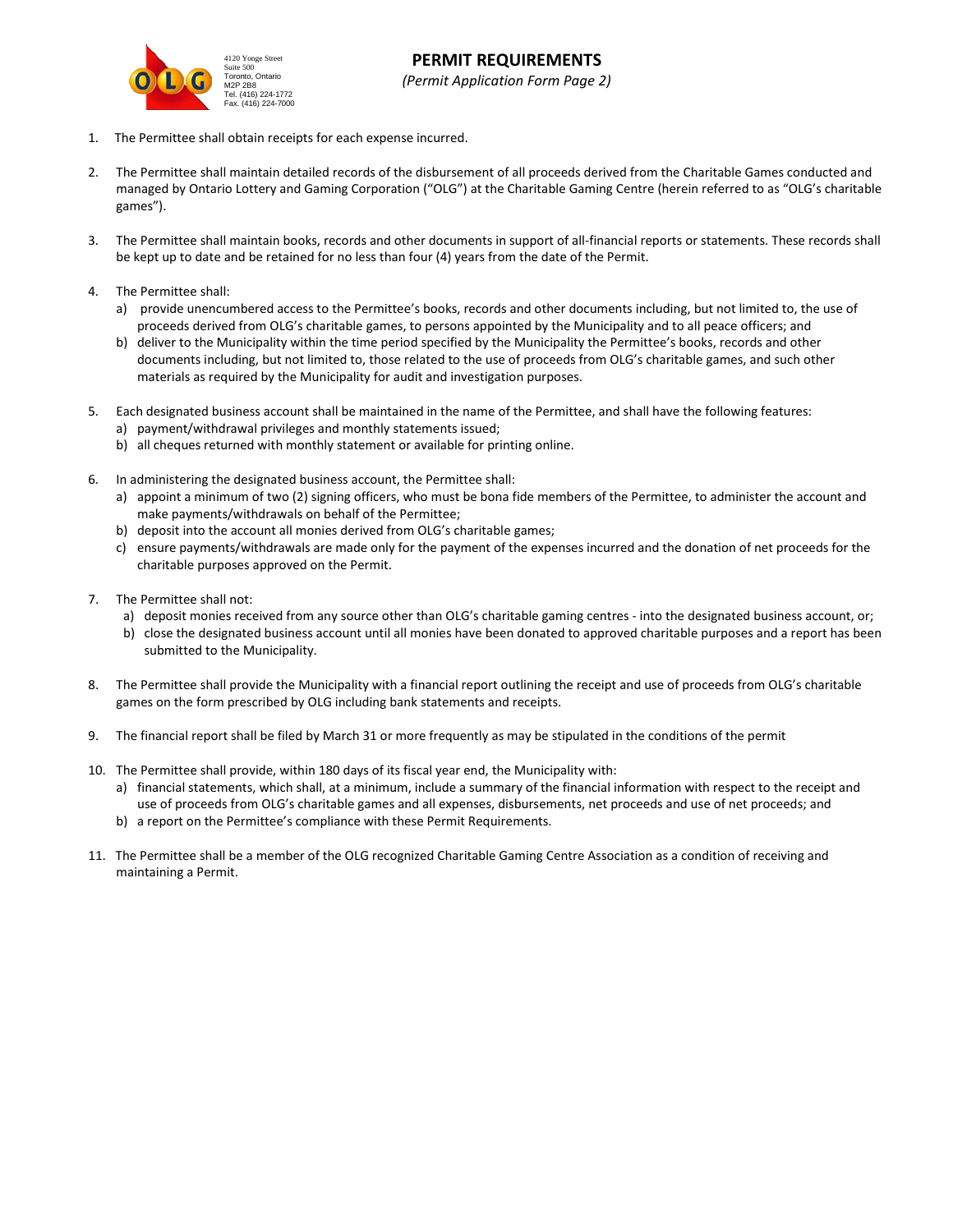4120 Yonge Street
Suite 500
Toronto, Ontario
M2P 2B8
Tel. (416) 224-1772
Fax. (416) 224-7000

# PERMIT REQUIREMENTS

*(Permit Application Form Page 2)*

1. The Permittee shall obtain receipts for each expense incurred.

2. The Permittee shall maintain detailed records of the disbursement of all proceeds derived from the Charitable Games conducted and managed by Ontario Lottery and Gaming Corporation ("OLG") at the Charitable Gaming Centre (herein referred to as "OLG's charitable games").

3. The Permittee shall maintain books, records and other documents in support of all-financial reports or statements. These records shall be kept up to date and be retained for no less than four (4) years from the date of the Permit.

4. The Permittee shall:
   a) provide unencumbered access to the Permittee's books, records and other documents including, but not limited to, the use of proceeds derived from OLG's charitable games, to persons appointed by the Municipality and to all peace officers; and
   b) deliver to the Municipality within the time period specified by the Municipality the Permittee's books, records and other documents including, but not limited to, those related to the use of proceeds from OLG's charitable games, and such other materials as required by the Municipality for audit and investigation purposes.

5. Each designated business account shall be maintained in the name of the Permittee, and shall have the following features:
   a) payment/withdrawal privileges and monthly statements issued;
   b) all cheques returned with monthly statement or available for printing online.

6. In administering the designated business account, the Permittee shall:
   a) appoint a minimum of two (2) signing officers, who must be bona fide members of the Permittee, to administer the account and make payments/withdrawals on behalf of the Permittee;
   b) deposit into the account all monies derived from OLG's charitable games;
   c) ensure payments/withdrawals are made only for the payment of the expenses incurred and the donation of net proceeds for the charitable purposes approved on the Permit.

7. The Permittee shall not:
   a) deposit monies received from any source other than OLG's charitable gaming centres - into the designated business account, or;
   b) close the designated business account until all monies have been donated to approved charitable purposes and a report has been submitted to the Municipality.

8. The Permittee shall provide the Municipality with a financial report outlining the receipt and use of proceeds from OLG's charitable games on the form prescribed by OLG including bank statements and receipts.

9. The financial report shall be filed by March 31 or more frequently as may be stipulated in the conditions of the permit

10. The Permittee shall provide, within 180 days of its fiscal year end, the Municipality with:
    a) financial statements, which shall, at a minimum, include a summary of the financial information with respect to the receipt and use of proceeds from OLG's charitable games and all expenses, disbursements, net proceeds and use of net proceeds; and
    b) a report on the Permittee's compliance with these Permit Requirements.

11. The Permittee shall be a member of the OLG recognized Charitable Gaming Centre Association as a condition of receiving and maintaining a Permit.